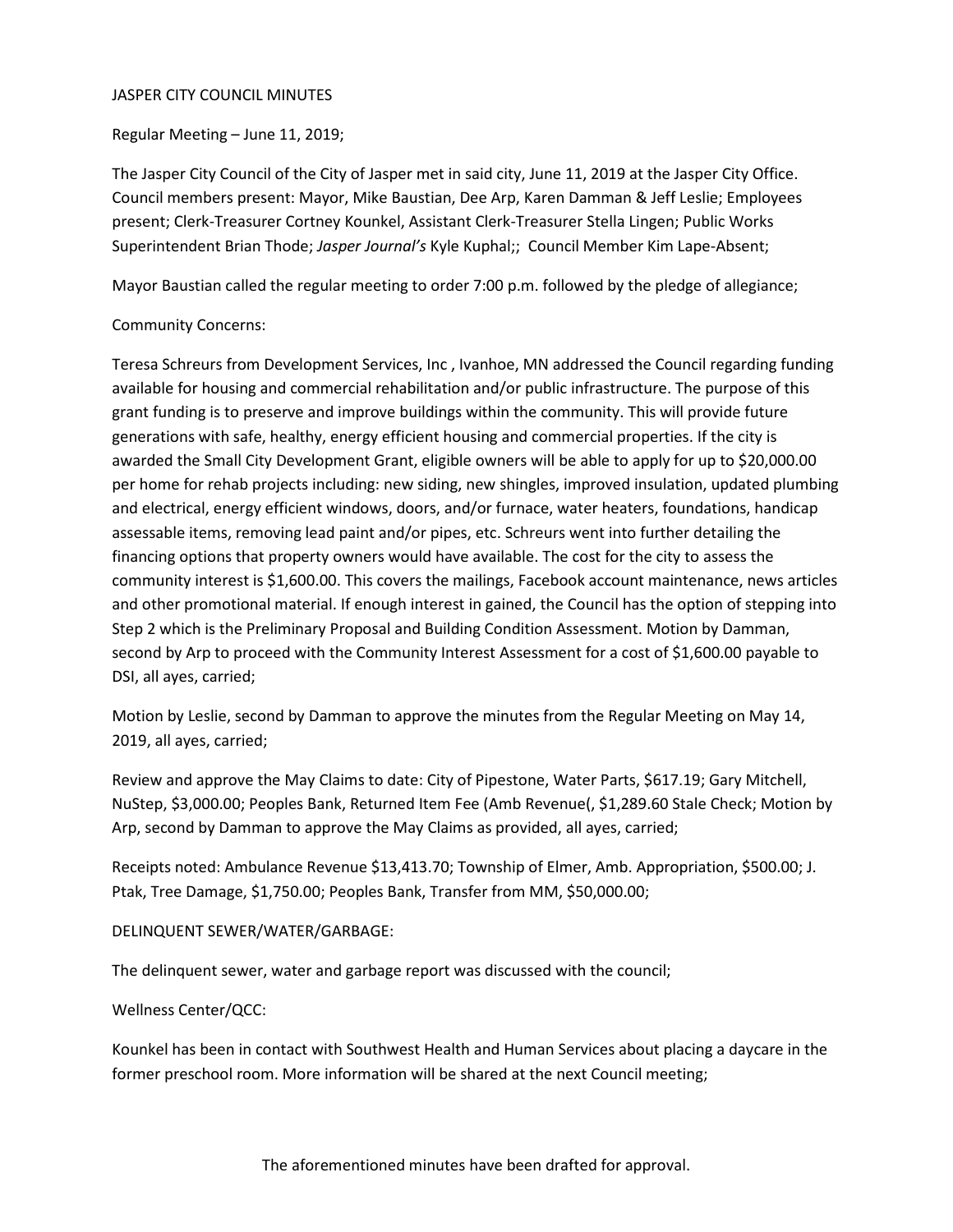JASPER CITY COUNCIL MINUTES

Regular Meeting – June 11, 2019;

The Jasper City Council of the City of Jasper met in said city, June 11, 2019 at the Jasper City Office. Council members present: Mayor, Mike Baustian, Dee Arp, Karen Damman & Jeff Leslie; Employees present; Clerk-Treasurer Cortney Kounkel, Assistant Clerk-Treasurer Stella Lingen; Public Works Superintendent Brian Thode; *Jasper Journal's* Kyle Kuphal;; Council Member Kim Lape-Absent;

Mayor Baustian called the regular meeting to order 7:00 p.m. followed by the pledge of allegiance;

Community Concerns:

Teresa Schreurs from Development Services, Inc , Ivanhoe, MN addressed the Council regarding funding available for housing and commercial rehabilitation and/or public infrastructure. The purpose of this grant funding is to preserve and improve buildings within the community. This will provide future generations with safe, healthy, energy efficient housing and commercial properties. If the city is awarded the Small City Development Grant, eligible owners will be able to apply for up to $20,000.00 per home for rehab projects including: new siding, new shingles, improved insulation, updated plumbing and electrical, energy efficient windows, doors, and/or furnace, water heaters, foundations, handicap assessable items, removing lead paint and/or pipes, etc. Schreurs went into further detailing the financing options that property owners would have available. The cost for the city to assess the community interest is $1,600.00. This covers the mailings, Facebook account maintenance, news articles and other promotional material. If enough interest in gained, the Council has the option of stepping into Step 2 which is the Preliminary Proposal and Building Condition Assessment. Motion by Damman, second by Arp to proceed with the Community Interest Assessment for a cost of $1,600.00 payable to DSI, all ayes, carried;

Motion by Leslie, second by Damman to approve the minutes from the Regular Meeting on May 14, 2019, all ayes, carried;

Review and approve the May Claims to date: City of Pipestone, Water Parts, $617.19; Gary Mitchell, NuStep, $3,000.00; Peoples Bank, Returned Item Fee (Amb Revenue(, $1,289.60 Stale Check; Motion by Arp, second by Damman to approve the May Claims as provided, all ayes, carried;

Receipts noted: Ambulance Revenue $13,413.70; Township of Elmer, Amb. Appropriation, $500.00; J. Ptak, Tree Damage, $1,750.00; Peoples Bank, Transfer from MM, $50,000.00;

DELINQUENT SEWER/WATER/GARBAGE:

The delinquent sewer, water and garbage report was discussed with the council;

Wellness Center/QCC:

Kounkel has been in contact with Southwest Health and Human Services about placing a daycare in the former preschool room. More information will be shared at the next Council meeting;

The aforementioned minutes have been drafted for approval.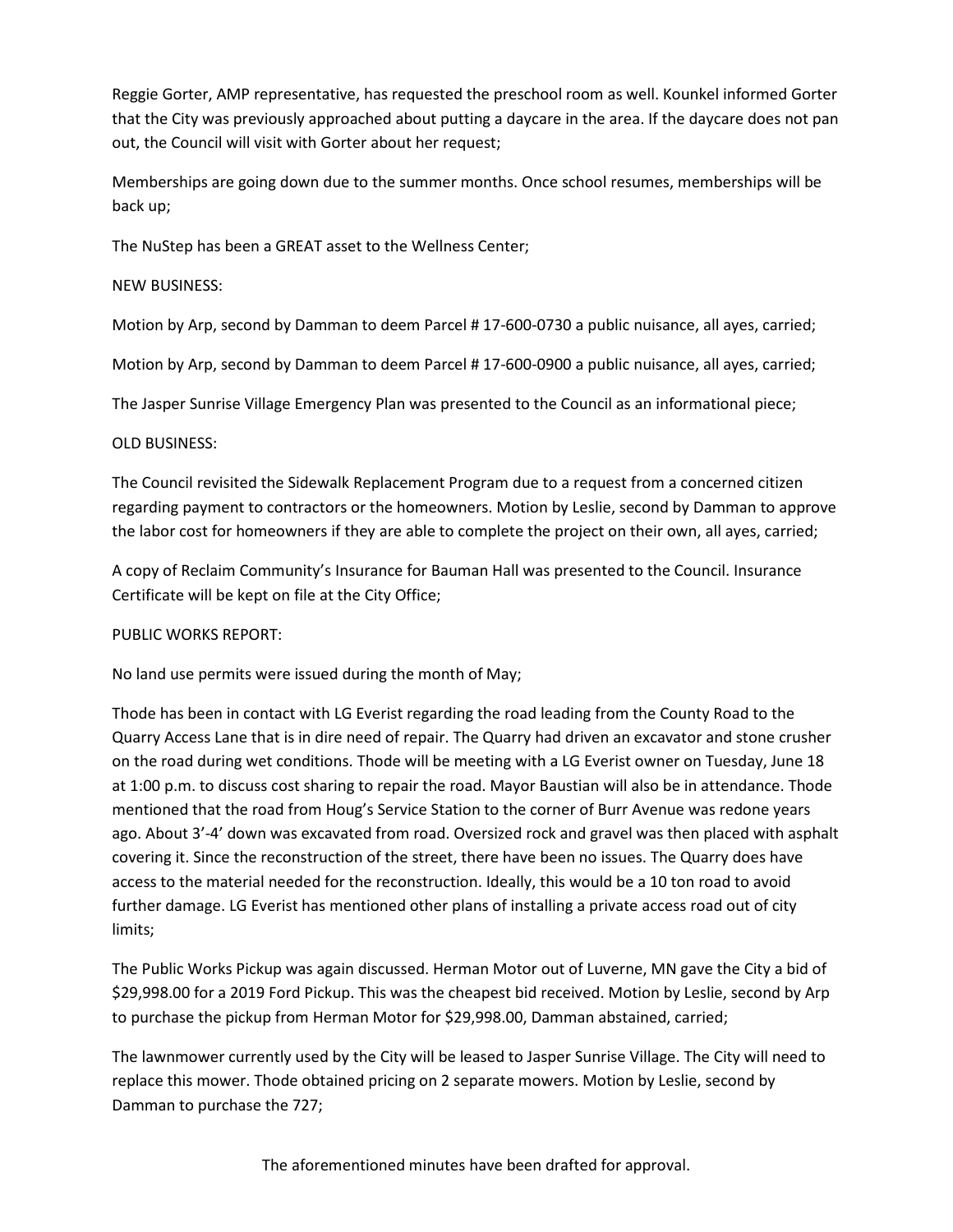Reggie Gorter, AMP representative, has requested the preschool room as well. Kounkel informed Gorter that the City was previously approached about putting a daycare in the area. If the daycare does not pan out, the Council will visit with Gorter about her request;

Memberships are going down due to the summer months. Once school resumes, memberships will be back up;

The NuStep has been a GREAT asset to the Wellness Center;

NEW BUSINESS:

Motion by Arp, second by Damman to deem Parcel # 17-600-0730 a public nuisance, all ayes, carried;

Motion by Arp, second by Damman to deem Parcel # 17-600-0900 a public nuisance, all ayes, carried;

The Jasper Sunrise Village Emergency Plan was presented to the Council as an informational piece;

OLD BUSINESS:

The Council revisited the Sidewalk Replacement Program due to a request from a concerned citizen regarding payment to contractors or the homeowners. Motion by Leslie, second by Damman to approve the labor cost for homeowners if they are able to complete the project on their own, all ayes, carried;

A copy of Reclaim Community's Insurance for Bauman Hall was presented to the Council. Insurance Certificate will be kept on file at the City Office;

PUBLIC WORKS REPORT:

No land use permits were issued during the month of May;

Thode has been in contact with LG Everist regarding the road leading from the County Road to the Quarry Access Lane that is in dire need of repair. The Quarry had driven an excavator and stone crusher on the road during wet conditions. Thode will be meeting with a LG Everist owner on Tuesday, June 18 at 1:00 p.m. to discuss cost sharing to repair the road. Mayor Baustian will also be in attendance. Thode mentioned that the road from Houg's Service Station to the corner of Burr Avenue was redone years ago. About 3'-4' down was excavated from road. Oversized rock and gravel was then placed with asphalt covering it. Since the reconstruction of the street, there have been no issues. The Quarry does have access to the material needed for the reconstruction. Ideally, this would be a 10 ton road to avoid further damage. LG Everist has mentioned other plans of installing a private access road out of city limits;

The Public Works Pickup was again discussed. Herman Motor out of Luverne, MN gave the City a bid of $29,998.00 for a 2019 Ford Pickup. This was the cheapest bid received. Motion by Leslie, second by Arp to purchase the pickup from Herman Motor for $29,998.00, Damman abstained, carried;

The lawnmower currently used by the City will be leased to Jasper Sunrise Village. The City will need to replace this mower. Thode obtained pricing on 2 separate mowers. Motion by Leslie, second by Damman to purchase the 727;

The aforementioned minutes have been drafted for approval.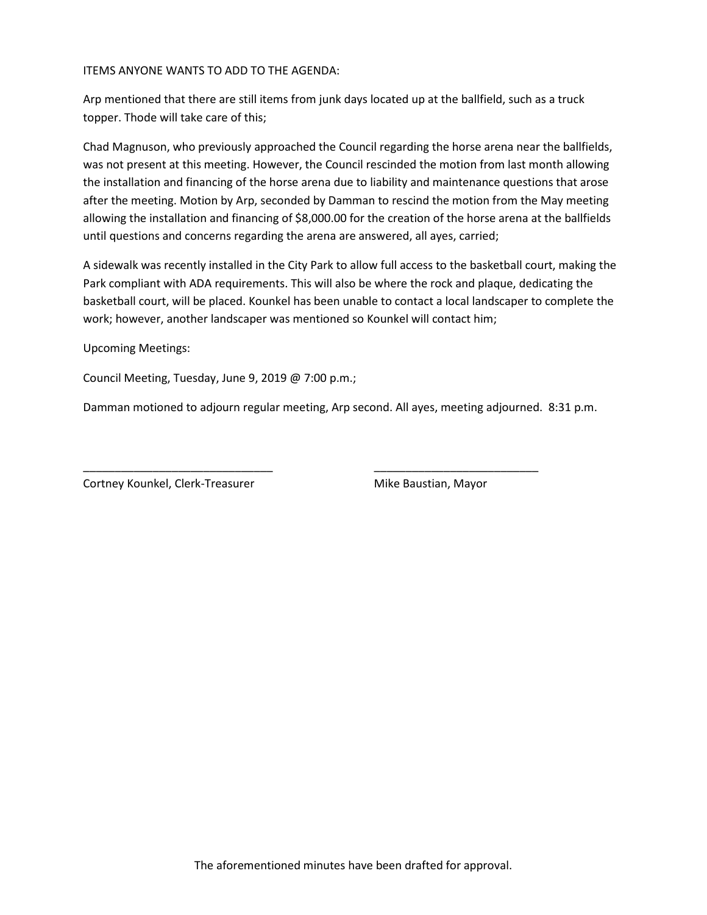ITEMS ANYONE WANTS TO ADD TO THE AGENDA:

Arp mentioned that there are still items from junk days located up at the ballfield, such as a truck topper. Thode will take care of this;

Chad Magnuson, who previously approached the Council regarding the horse arena near the ballfields, was not present at this meeting. However, the Council rescinded the motion from last month allowing the installation and financing of the horse arena due to liability and maintenance questions that arose after the meeting. Motion by Arp, seconded by Damman to rescind the motion from the May meeting allowing the installation and financing of $8,000.00 for the creation of the horse arena at the ballfields until questions and concerns regarding the arena are answered, all ayes, carried;

A sidewalk was recently installed in the City Park to allow full access to the basketball court, making the Park compliant with ADA requirements. This will also be where the rock and plaque, dedicating the basketball court, will be placed. Kounkel has been unable to contact a local landscaper to complete the work; however, another landscaper was mentioned so Kounkel will contact him;

Upcoming Meetings:

Council Meeting, Tuesday, June 9, 2019 @ 7:00 p.m.;

Damman motioned to adjourn regular meeting, Arp second. All ayes, meeting adjourned. 8:31 p.m.

\_\_\_\_\_\_\_\_\_\_\_\_\_\_\_\_\_\_\_\_\_\_\_\_\_\_\_\_\_\_ \_\_\_\_\_\_\_\_\_\_\_\_\_\_\_\_\_\_\_\_\_\_\_\_\_\_

Cortney Kounkel, Clerk-Treasurer Mike Baustian, Mayor

The aforementioned minutes have been drafted for approval.